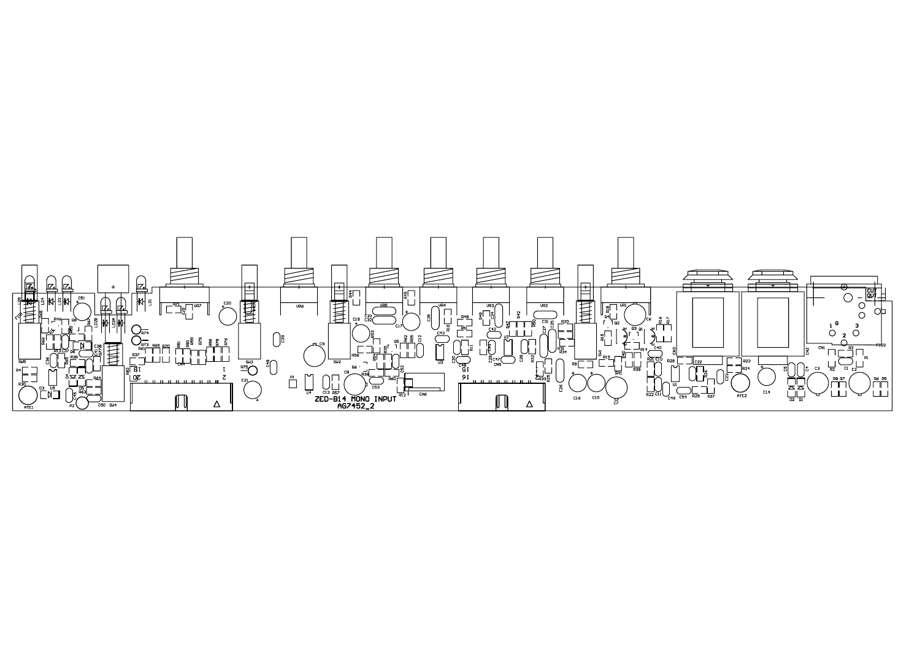ZED-B14 MONO INPUT
AG7452_2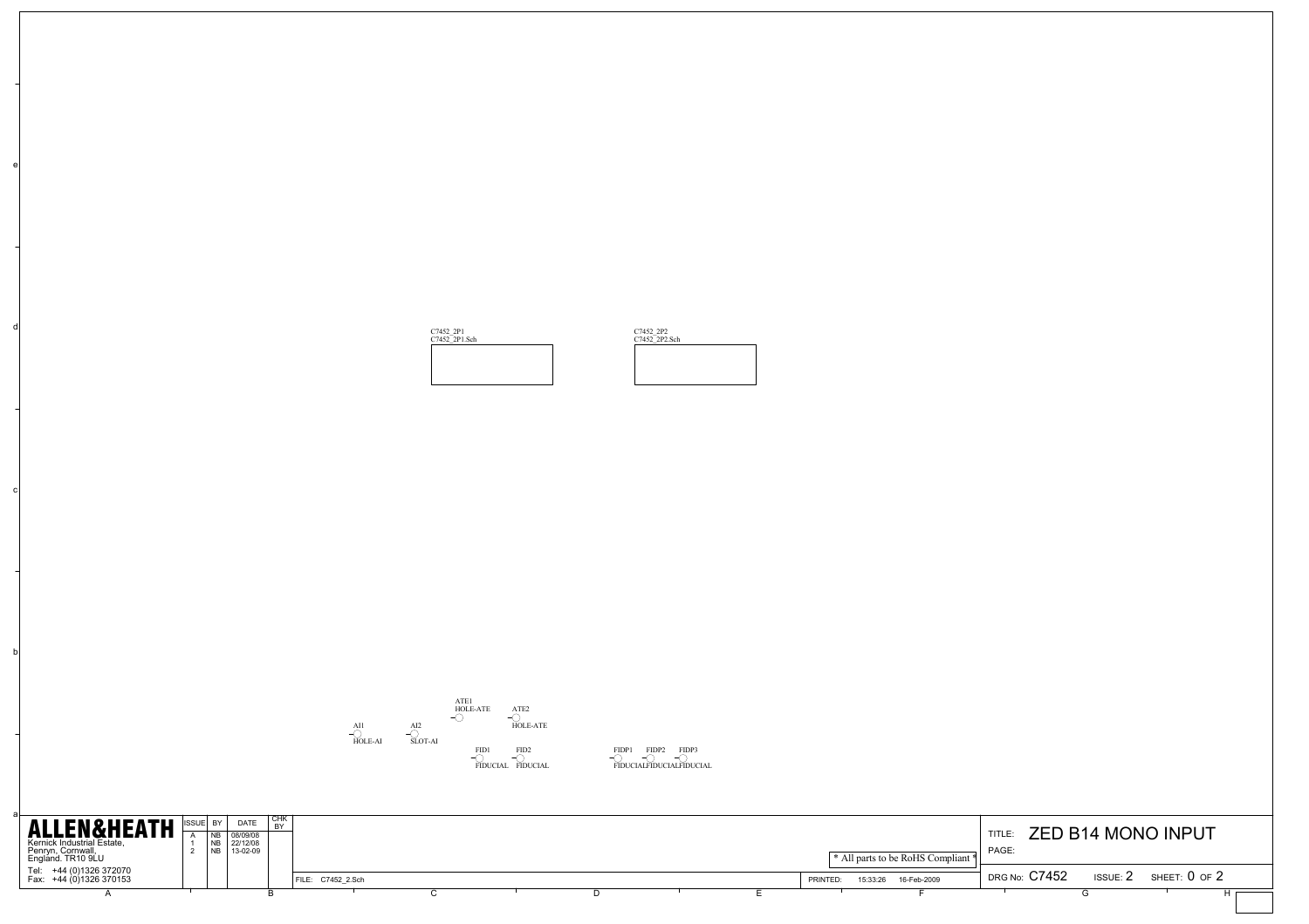C7452_2P1
C7452_2P1.Sch

C7452_2P2
C7452_2P2.Sch

ATE1
HOLE-ATE

ATE2
HOLE-ATE

AI1
HOLE-AI

AI2
SLOT-AI

FID1
FIDUCIAL

FID2
FIDUCIAL

FIDP1
FIDUCIAL

FIDP2
FIDUCIAL

FIDP3
FIDUCIAL

**ALLEN&HEATH**
Kernick Industrial Estate,
Penryn, Cornwall,
England. TR10 9LU
Tel: +44 (0)1326 372070
Fax: +44 (0)1326 370153

| ISSUE | BY | DATE | CHK BY |
|---|---|---|---|
| A | NB | 08/09/08 | |
| 1 | NB | 22/12/08 | |
| 2 | NB | 13-02-09 | |

FILE: C7452_2.Sch

* All parts to be RoHS Compliant *

PRINTED: 15:33:26 16-Feb-2009

TITLE: ZED B14 MONO INPUT
PAGE:

DRG No: C7452 ISSUE: 2 SHEET: 0 OF 2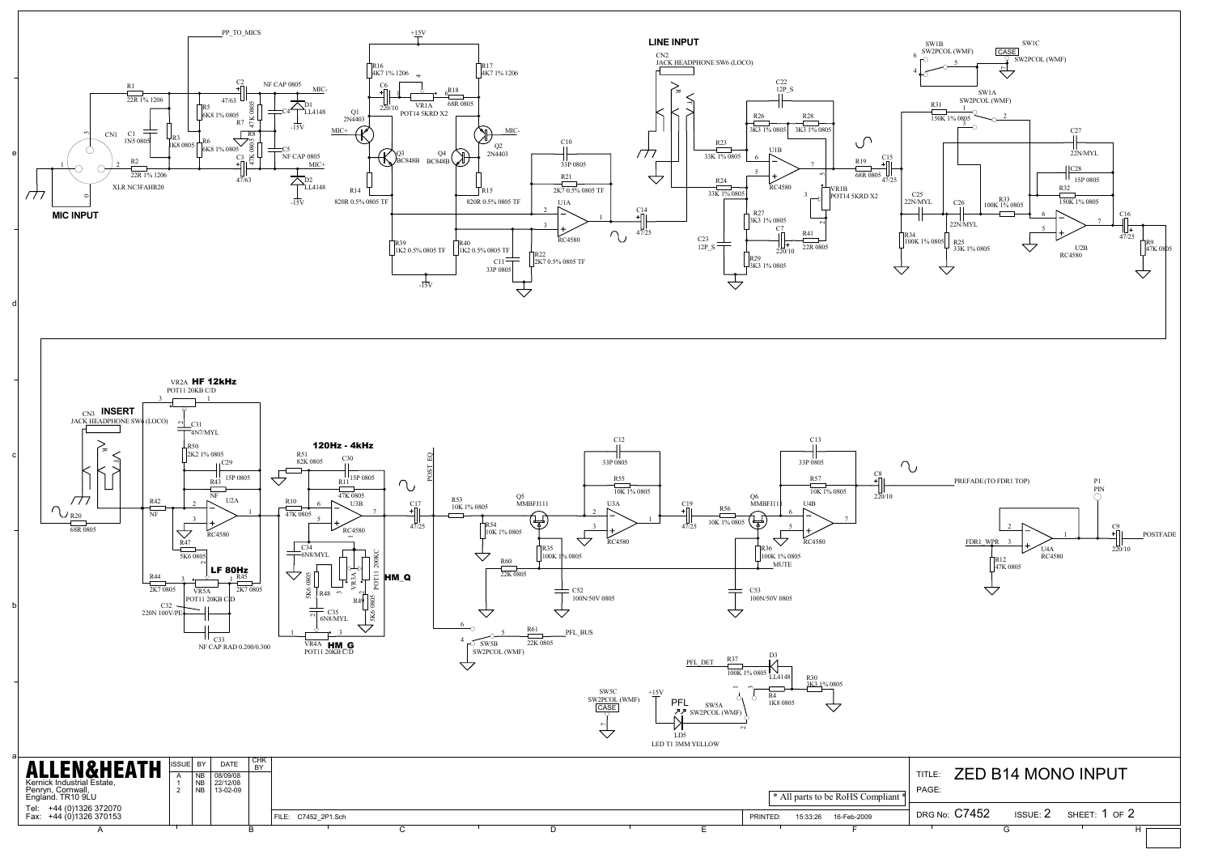MIC INPUT

LINE INPUT

INSERT

HF 12kHz

LF 80Hz

120Hz - 4kHz

HM_Q

HM_G

PFL

PP_TO_MICS

POST_EQ

PREFADE (TO FDR1 TOP)

POSTFADE

PFL_BUS

PFL_DET

MUTE

FDR1_WPR

**ALLEN&HEATH**

Kernick Industrial Estate,
Penryn, Cornwall,
England. TR10 9LU

Tel: +44 (0)1326 372070
Fax: +44 (0)1326 370153

| ISSUE | BY | DATE | CHK BY |
|---|---|---|---|
| A | NB | 08/09/08 | |
| 1 | NB | 22/12/08 | |
| 2 | NB | 13-02-09 | |

FILE: C7452_2P1.Sch

PRINTED: 15:33:26 16-Feb-2009

* All parts to be RoHS Compliant *

TITLE: ZED B14 MONO INPUT

PAGE:

DRG No: C7452 ISSUE: 2 SHEET: 1 OF 2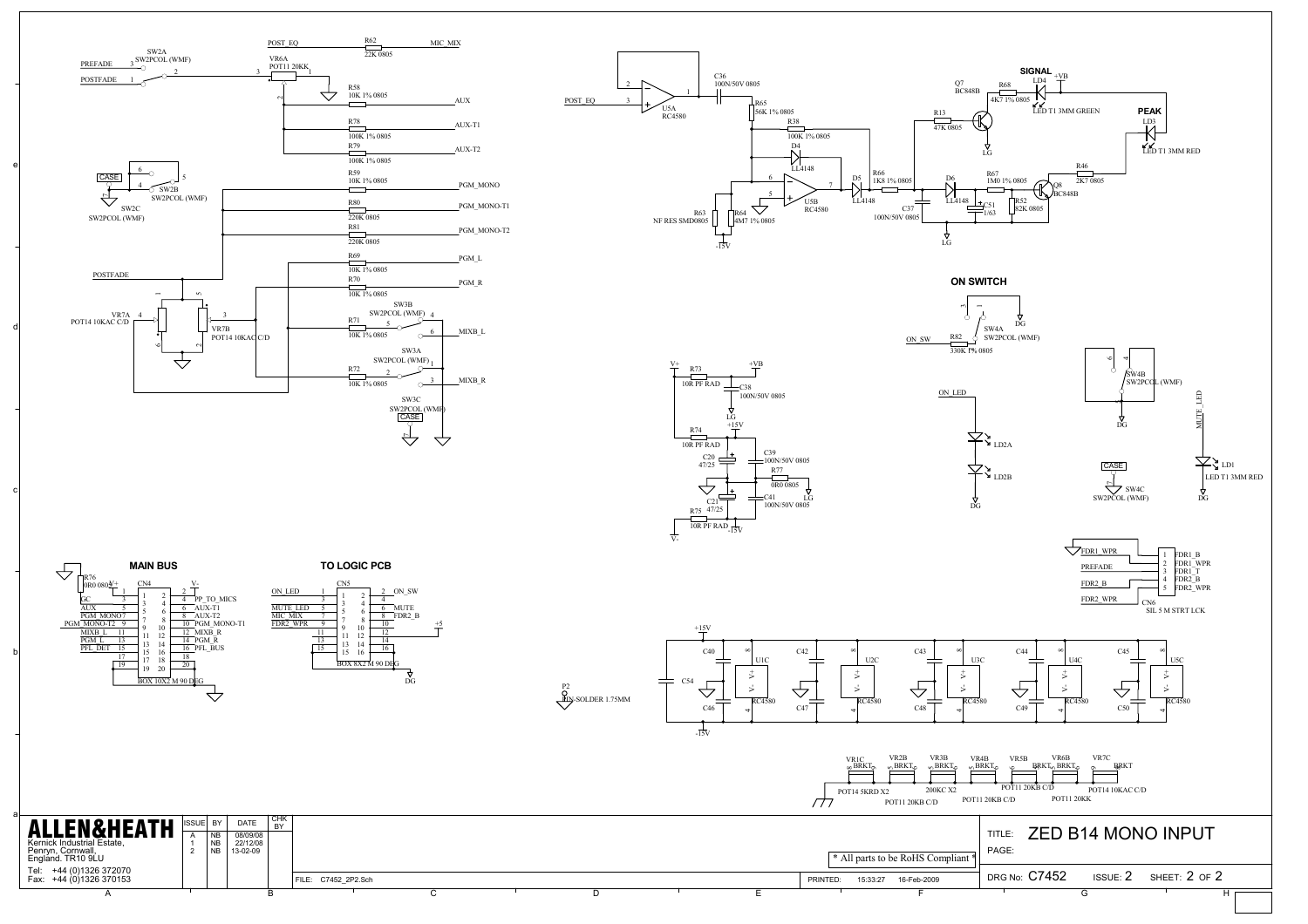SIGNAL

PEAK

ON SWITCH

MAIN BUS

TO LOGIC PCB

POST_EQ R62 22K 0805 MIC_MIX

PREFADE SW2A SW2PCOL (WMF) VR6A POT11 20KK

POSTFADE

R58 10K 1% 0805 AUX

R78 100K 1% 0805 AUX-T1

R79 100K 1% 0805 AUX-T2

CASE SW2B SW2PCOL (WMF) SW2C SW2PCOL (WMF)

R59 10K 1% 0805 PGM_MONO

R80 220K 0805 PGM_MONO-T1

R81 220K 0805 PGM_MONO-T2

R69 10K 1% 0805 PGM_L

R70 10K 1% 0805 PGM_R

VR7A POT14 10KAC C/D VR7B POT14 10KAC C/D

SW3B SW2PCOL (WMF) R71 10K 1% 0805 MIXB_L

SW3A SW2PCOL (WMF) R72 10K 1% 0805 MIXB_R

SW3C SW2PCOL (WMF) CASE

POST_EQ U5A RC4580 C36 100N/50V 0805 R65 56K 1% 0805 R38 100K 1% 0805 D4 LL4148

U5B RC4580 R63 NF RES SMD0805 R64 4M7 1% 0805 -15V

D5 LL4148 R66 1K8 1% 0805 C37 100N/50V 0805 D6 LL4148 R67 1M0 1% 0805 C51 1/63 R52 82K 0805

Q7 BC848B R68 4K7 1% 0805 LD4 LED T1 3MM GREEN +VB R13 47K 0805 LG

Q8 BC848B R46 2K7 0805 LD3 LED T1 3MM RED

ON_SW R82 330K 1% 0805 SW4A SW2PCOL (WMF) DG

SW4B SW2PCOL (WMF) DG

ON_LED LD2A LD2B DG

CASE SW4C SW2PCOL (WMF)

MUTE_LED LD1 LED T1 3MM RED DG

V+ R73 10R PF RAD +VB C38 100N/50V 0805 LG +15V

R74 10R PF RAD C20 47/25 C39 100N/50V 0805 R77 0R0 0805 LG

C21 47/25 C41 100N/50V 0805 R75 10R PF RAD -15V V-

FDR1_WPR PREFADE FDR2_B FDR2_WPR CN6 SIL 5 M STRT LCK

| Pin | Signal |
| --- | --- |
| 1 | FDR1_B |
| 2 | FDR1_WPR |
| 3 | FDR1_T |
| 4 | FDR2_B |
| 5 | FDR2_WPR |

R76 0R0 0805 V+ CN4 V-

| Left | Pin | Pin | Right |
| --- | --- | --- | --- |
| | 1 | 2 | |
| GC | 3 | 4 | PP_TO_MICS |
| AUX | 5 | 6 | AUX-T1 |
| PGM_MONO | 7 | 8 | AUX-T2 |
| PGM_MONO-T2 | 9 | 10 | PGM_MONO-T1 |
| MIXB_L | 11 | 12 | MIXB_R |
| PGM_L | 13 | 14 | PGM_R |
| PFL_DET | 15 | 16 | PFL_BUS |
| | 17 | 18 | |
| | 19 | 20 | |

BOX 10X2 M 90 DEG

CN5

| Left | Pin | Pin | Right |
| --- | --- | --- | --- |
| ON_LED | 1 | 2 | ON_SW |
| | 3 | 4 | |
| MUTE_LED | 5 | 6 | MUTE |
| MIC_MIX | 7 | 8 | FDR2_B |
| FDR2_WPR | 9 | 10 | |
| | 11 | 12 | +5 |
| | 13 | 14 | |
| | 15 | 16 | |

BOX 8X2 M 90 DEG DG

P2 PIN-SOLDER 1.75MM

+15V C40 U1C C42 U2C C43 U3C C44 U4C C45 U5C C54 C46 RC4580 C47 RC4580 C48 RC4580 C49 RC4580 C50 RC4580 -15V

VR1C BRKT VR2B BRKT VR3B BRKT VR4B BRKT VR5B BRKT VR6B BRKT VR7C BRKT

POT14 5KRD X2 POT11 20KB C/D 200KC X2 POT11 20KB C/D POT11 20KB C/D POT11 20KK POT14 10KAC C/D

**ALLEN&HEATH**
Kernick Industrial Estate,
Penryn, Cornwall,
England. TR10 9LU
Tel: +44 (0)1326 372070
Fax: +44 (0)1326 370153

| ISSUE | BY | DATE | CHK BY |
| --- | --- | --- | --- |
| A | NB | 08/09/08 | |
| 1 | NB | 22/12/08 | |
| 2 | NB | 13-02-09 | |

\* All parts to be RoHS Compliant \*

TITLE: ZED B14 MONO INPUT

PAGE:

FILE: C7452_2P2.Sch

PRINTED: 15:33:27 16-Feb-2009

DRG No: C7452 ISSUE: 2 SHEET: 2 OF 2